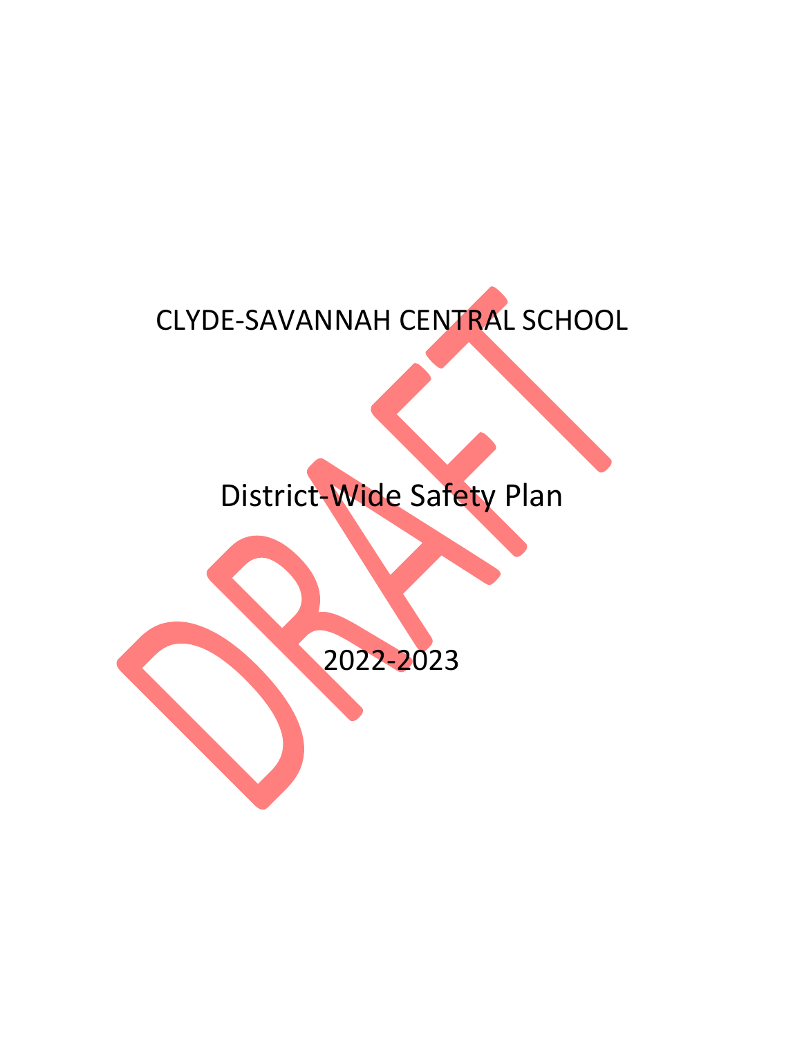# CLYDE-SAVANNAH CENTRAL SCHOOL

## District-Wide Safety Plan

2022-2023

DRAFT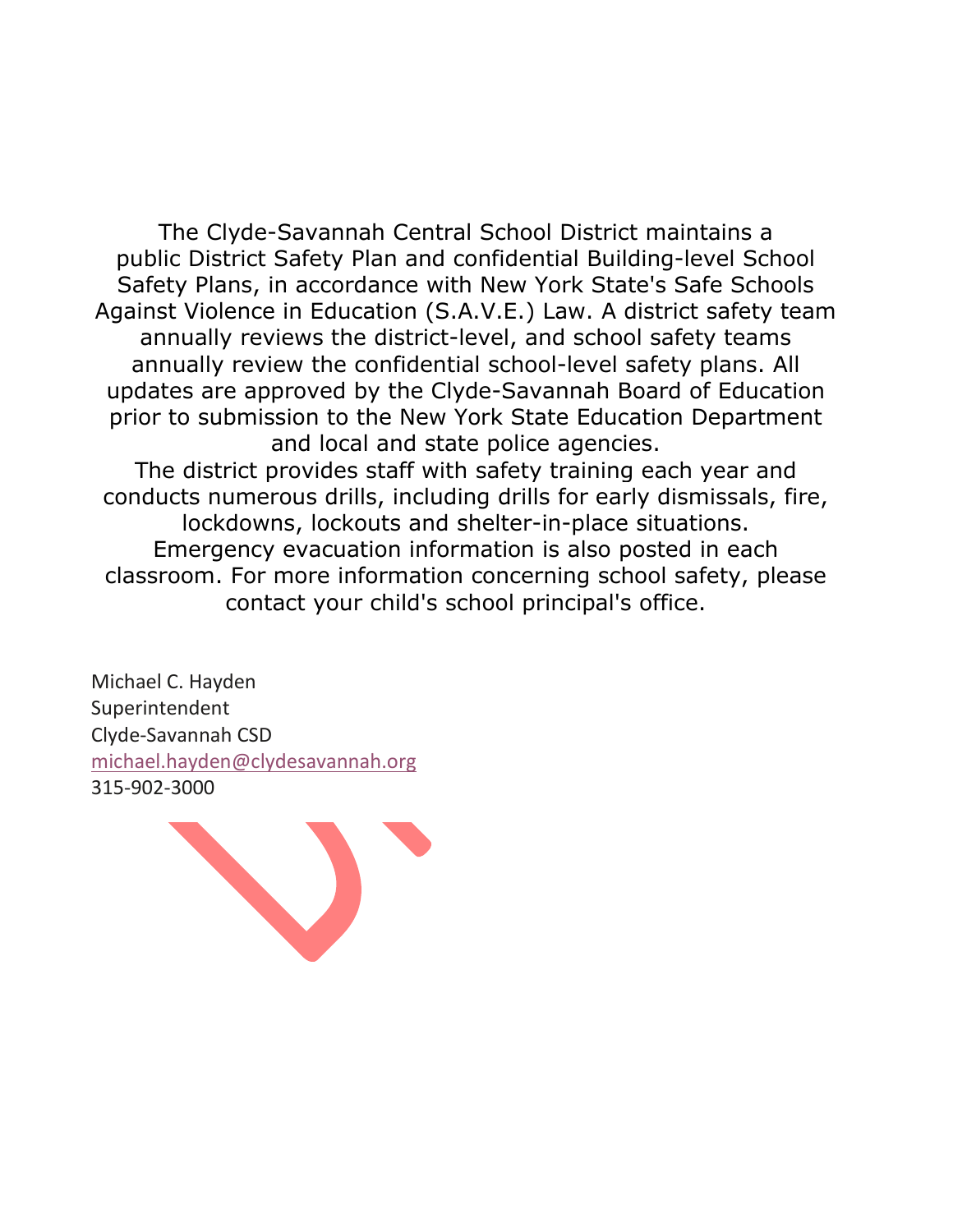The Clyde-Savannah Central School District maintains a public District Safety Plan and confidential Building-level School Safety Plans, in accordance with New York State's Safe Schools Against Violence in Education (S.A.V.E.) Law. A district safety team annually reviews the district-level, and school safety teams annually review the confidential school-level safety plans. All updates are approved by the Clyde-Savannah Board of Education prior to submission to the New York State Education Department and local and state police agencies.

The district provides staff with safety training each year and conducts numerous drills, including drills for early dismissals, fire, lockdowns, lockouts and shelter-in-place situations. Emergency evacuation information is also posted in each classroom. For more information concerning school safety, please contact your child's school principal's office.

Michael C. Hayden
Superintendent
Clyde-Savannah CSD
michael.hayden@clydesavannah.org
315-902-3000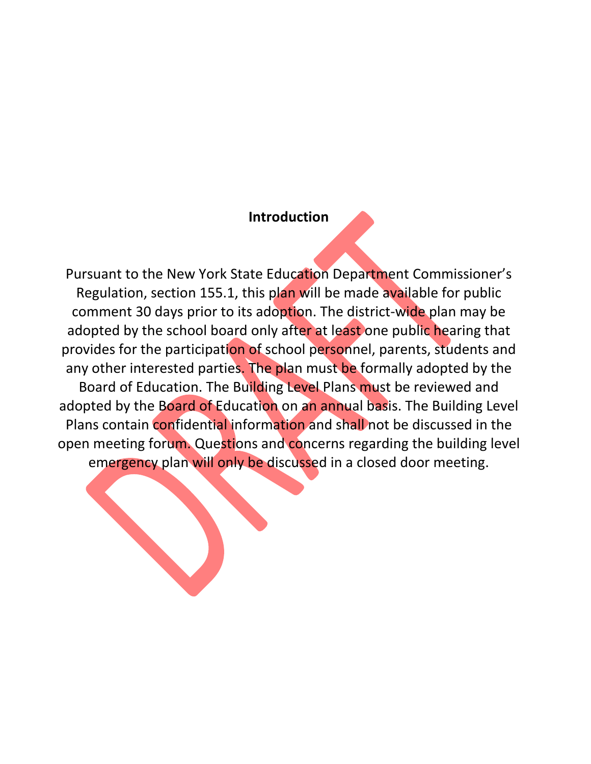## Introduction

Pursuant to the New York State Education Department Commissioner's Regulation, section 155.1, this plan will be made available for public comment 30 days prior to its adoption. The district-wide plan may be adopted by the school board only after at least one public hearing that provides for the participation of school personnel, parents, students and any other interested parties. The plan must be formally adopted by the Board of Education. The Building Level Plans must be reviewed and adopted by the Board of Education on an annual basis. The Building Level Plans contain confidential information and shall not be discussed in the open meeting forum. Questions and concerns regarding the building level emergency plan will only be discussed in a closed door meeting.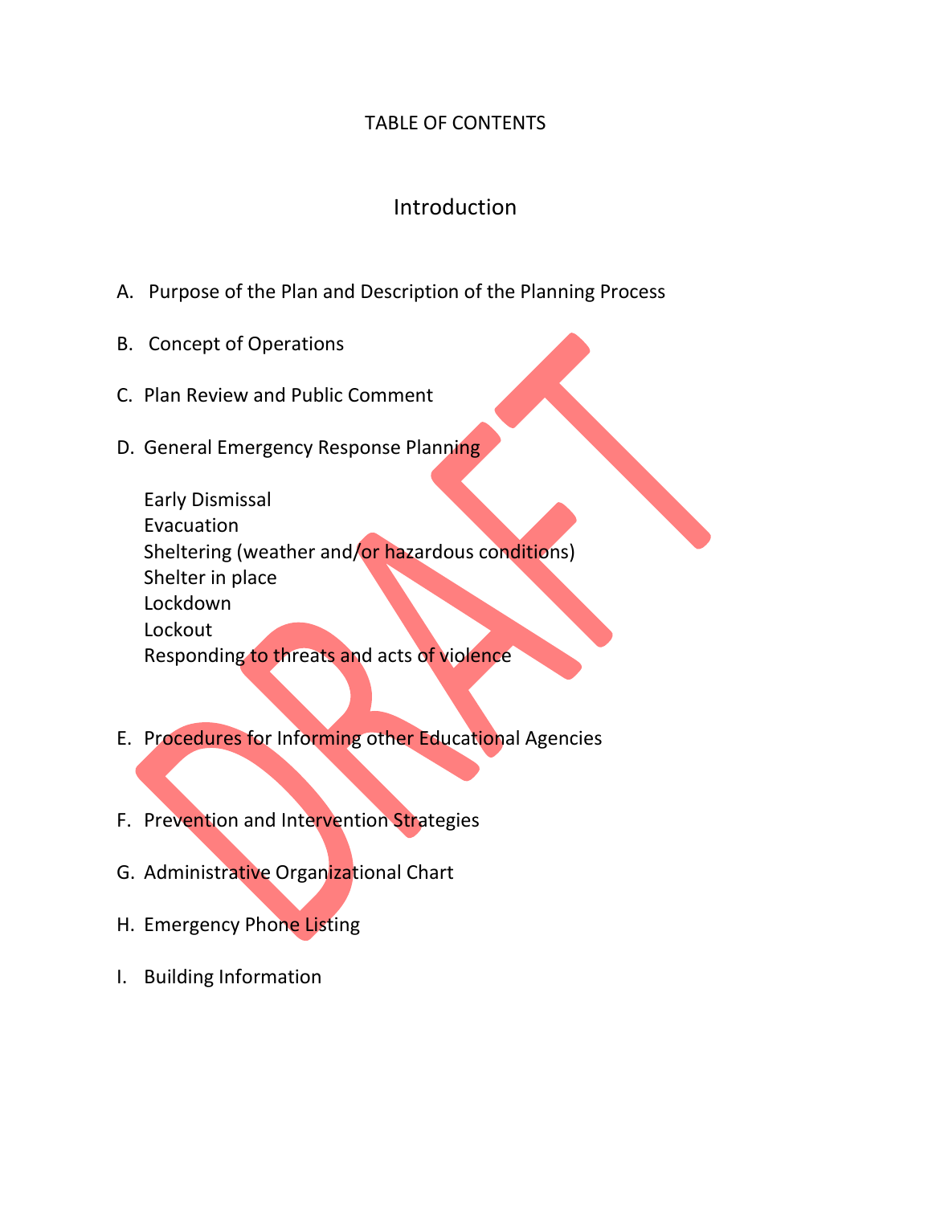# TABLE OF CONTENTS

## Introduction

A. Purpose of the Plan and Description of the Planning Process

B. Concept of Operations

C. Plan Review and Public Comment

D. General Emergency Response Planning

   Early Dismissal
   Evacuation
   Sheltering (weather and/or hazardous conditions)
   Shelter in place
   Lockdown
   Lockout
   Responding to threats and acts of violence

E. Procedures for Informing other Educational Agencies

F. Prevention and Intervention Strategies

G. Administrative Organizational Chart

H. Emergency Phone Listing

I. Building Information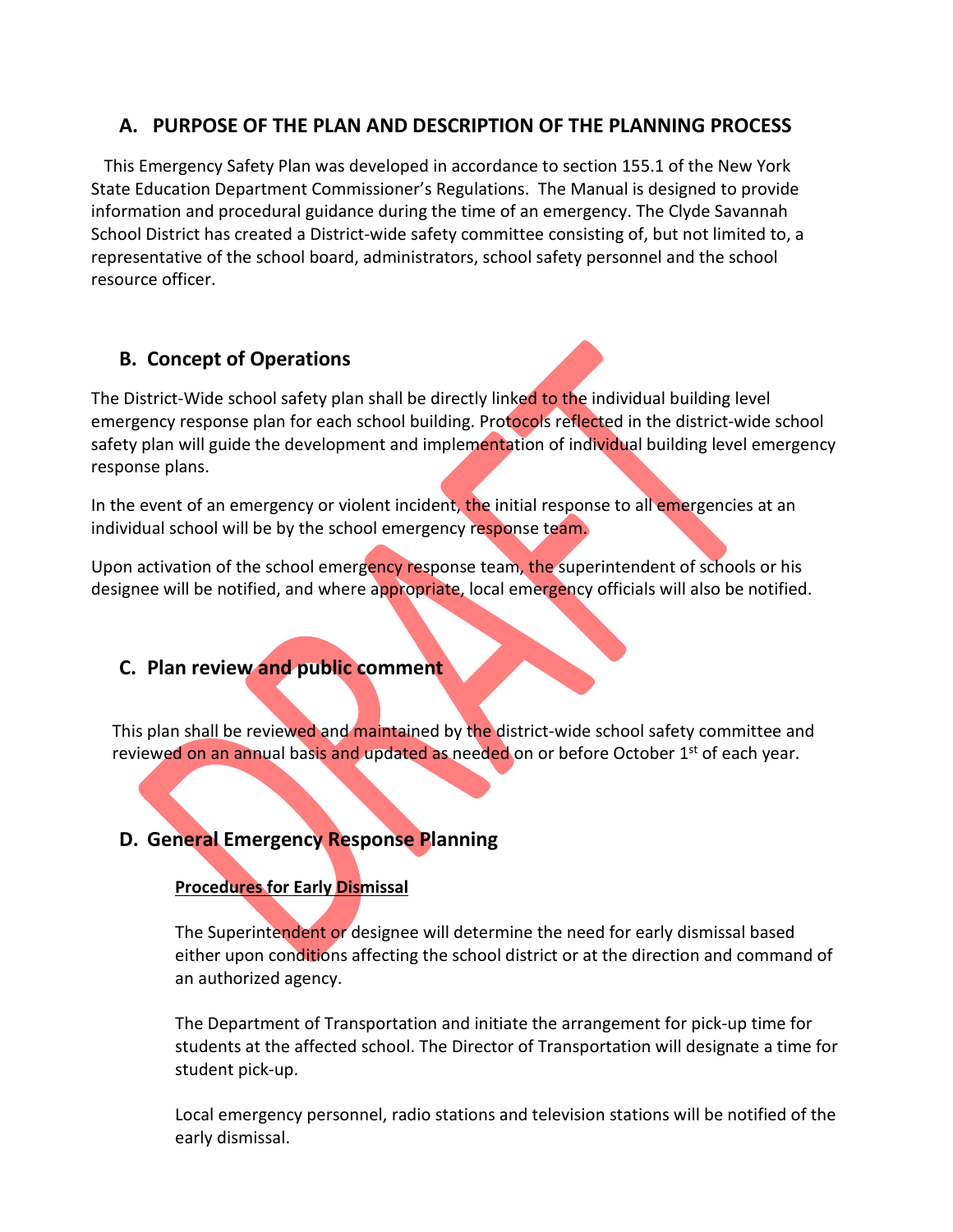## A. PURPOSE OF THE PLAN AND DESCRIPTION OF THE PLANNING PROCESS

This Emergency Safety Plan was developed in accordance to section 155.1 of the New York State Education Department Commissioner's Regulations. The Manual is designed to provide information and procedural guidance during the time of an emergency. The Clyde Savannah School District has created a District-wide safety committee consisting of, but not limited to, a representative of the school board, administrators, school safety personnel and the school resource officer.

## B. Concept of Operations

The District-Wide school safety plan shall be directly linked to the individual building level emergency response plan for each school building. Protocols reflected in the district-wide school safety plan will guide the development and implementation of individual building level emergency response plans.

In the event of an emergency or violent incident, the initial response to all emergencies at an individual school will be by the school emergency response team.

Upon activation of the school emergency response team, the superintendent of schools or his designee will be notified, and where appropriate, local emergency officials will also be notified.

## C. Plan review and public comment

This plan shall be reviewed and maintained by the district-wide school safety committee and reviewed on an annual basis and updated as needed on or before October 1st of each year.

## D. General Emergency Response Planning

**Procedures for Early Dismissal**

The Superintendent or designee will determine the need for early dismissal based either upon conditions affecting the school district or at the direction and command of an authorized agency.

The Department of Transportation and initiate the arrangement for pick-up time for students at the affected school. The Director of Transportation will designate a time for student pick-up.

Local emergency personnel, radio stations and television stations will be notified of the early dismissal.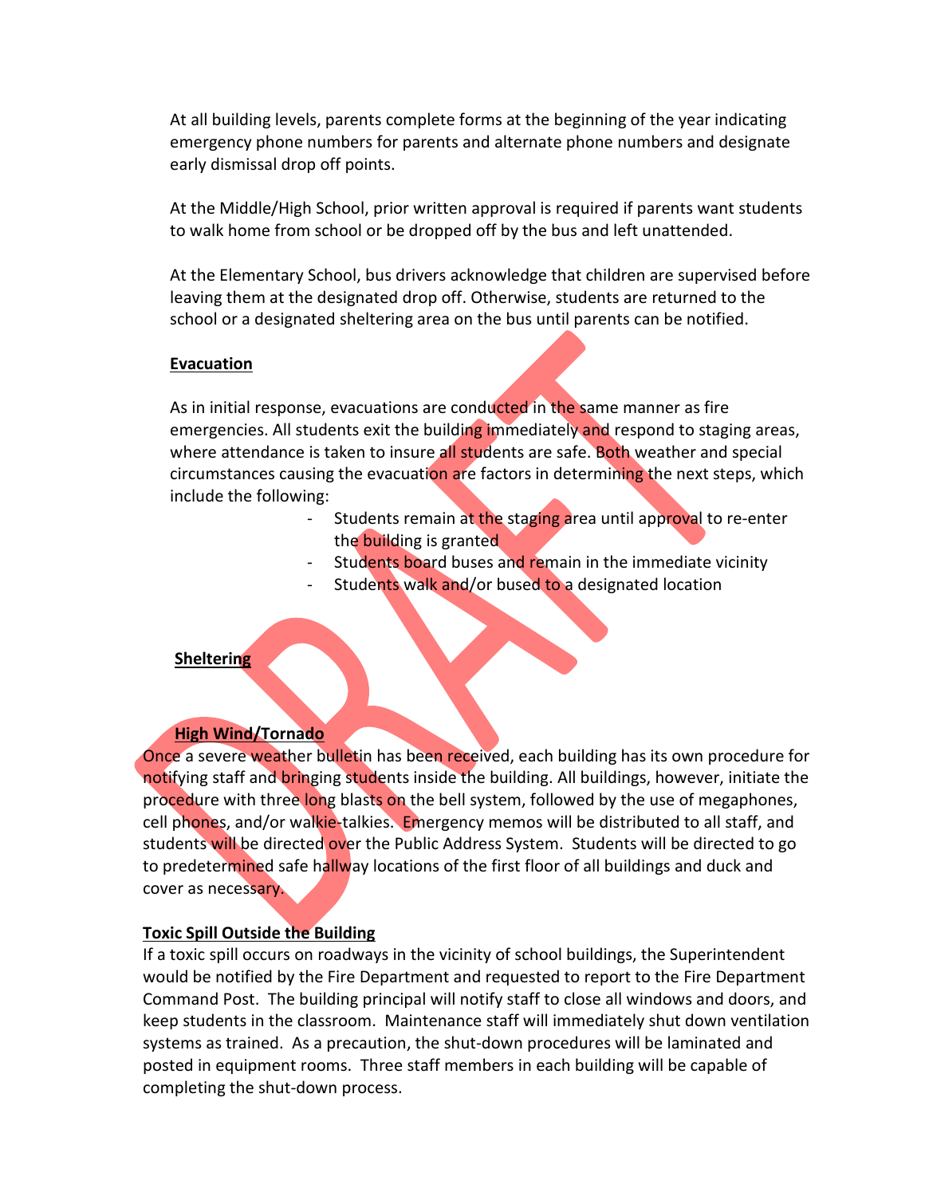At all building levels, parents complete forms at the beginning of the year indicating emergency phone numbers for parents and alternate phone numbers and designate early dismissal drop off points.

At the Middle/High School, prior written approval is required if parents want students to walk home from school or be dropped off by the bus and left unattended.

At the Elementary School, bus drivers acknowledge that children are supervised before leaving them at the designated drop off. Otherwise, students are returned to the school or a designated sheltering area on the bus until parents can be notified.

**Evacuation**

As in initial response, evacuations are conducted in the same manner as fire emergencies. All students exit the building immediately and respond to staging areas, where attendance is taken to insure all students are safe. Both weather and special circumstances causing the evacuation are factors in determining the next steps, which include the following:

- Students remain at the staging area until approval to re-enter the building is granted
- Students board buses and remain in the immediate vicinity
- Students walk and/or bused to a designated location

**Sheltering**

**High Wind/Tornado**

Once a severe weather bulletin has been received, each building has its own procedure for notifying staff and bringing students inside the building. All buildings, however, initiate the procedure with three long blasts on the bell system, followed by the use of megaphones, cell phones, and/or walkie-talkies. Emergency memos will be distributed to all staff, and students will be directed over the Public Address System. Students will be directed to go to predetermined safe hallway locations of the first floor of all buildings and duck and cover as necessary.

**Toxic Spill Outside the Building**

If a toxic spill occurs on roadways in the vicinity of school buildings, the Superintendent would be notified by the Fire Department and requested to report to the Fire Department Command Post. The building principal will notify staff to close all windows and doors, and keep students in the classroom. Maintenance staff will immediately shut down ventilation systems as trained. As a precaution, the shut-down procedures will be laminated and posted in equipment rooms. Three staff members in each building will be capable of completing the shut-down process.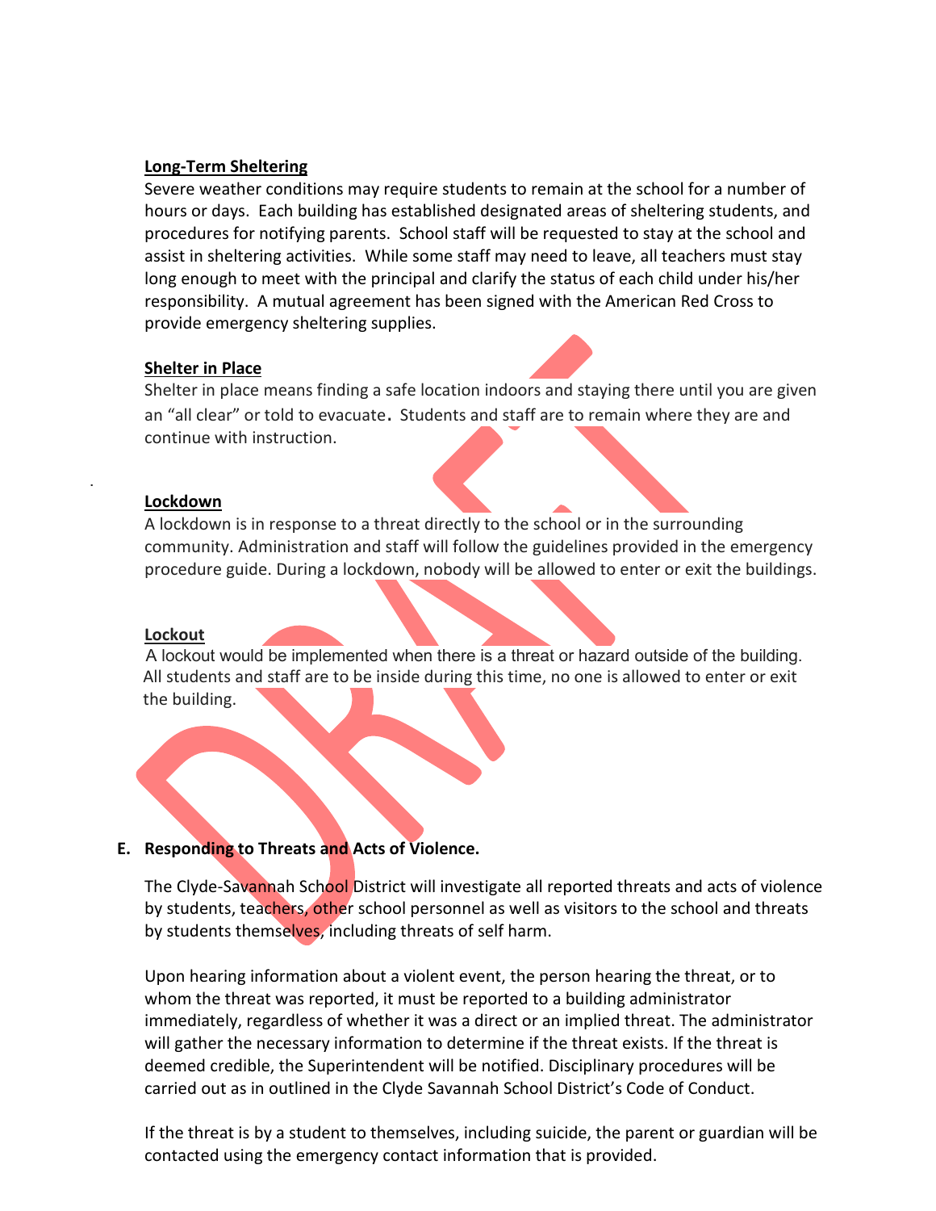**Long-Term Sheltering**

Severe weather conditions may require students to remain at the school for a number of hours or days. Each building has established designated areas of sheltering students, and procedures for notifying parents. School staff will be requested to stay at the school and assist in sheltering activities. While some staff may need to leave, all teachers must stay long enough to meet with the principal and clarify the status of each child under his/her responsibility. A mutual agreement has been signed with the American Red Cross to provide emergency sheltering supplies.

**Shelter in Place**

Shelter in place means finding a safe location indoors and staying there until you are given an "all clear" or told to evacuate. Students and staff are to remain where they are and continue with instruction.

**Lockdown**

A lockdown is in response to a threat directly to the school or in the surrounding community. Administration and staff will follow the guidelines provided in the emergency procedure guide. During a lockdown, nobody will be allowed to enter or exit the buildings.

**Lockout**

A lockout would be implemented when there is a threat or hazard outside of the building. All students and staff are to be inside during this time, no one is allowed to enter or exit the building.

## E. Responding to Threats and Acts of Violence.

The Clyde-Savannah School District will investigate all reported threats and acts of violence by students, teachers, other school personnel as well as visitors to the school and threats by students themselves, including threats of self harm.

Upon hearing information about a violent event, the person hearing the threat, or to whom the threat was reported, it must be reported to a building administrator immediately, regardless of whether it was a direct or an implied threat. The administrator will gather the necessary information to determine if the threat exists. If the threat is deemed credible, the Superintendent will be notified. Disciplinary procedures will be carried out as in outlined in the Clyde Savannah School District's Code of Conduct.

If the threat is by a student to themselves, including suicide, the parent or guardian will be contacted using the emergency contact information that is provided.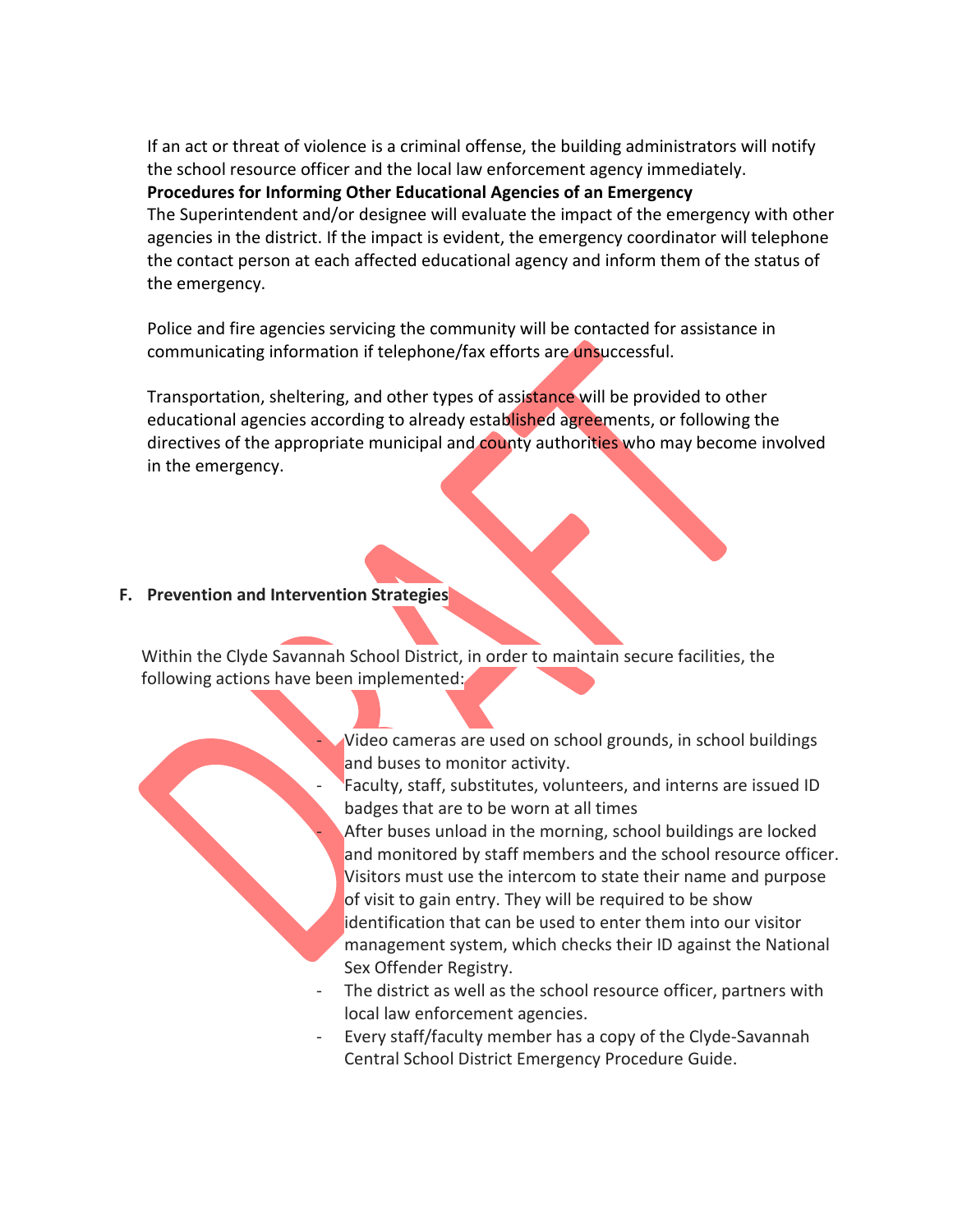If an act or threat of violence is a criminal offense, the building administrators will notify the school resource officer and the local law enforcement agency immediately.

**Procedures for Informing Other Educational Agencies of an Emergency**

The Superintendent and/or designee will evaluate the impact of the emergency with other agencies in the district. If the impact is evident, the emergency coordinator will telephone the contact person at each affected educational agency and inform them of the status of the emergency.

Police and fire agencies servicing the community will be contacted for assistance in communicating information if telephone/fax efforts are unsuccessful.

Transportation, sheltering, and other types of assistance will be provided to other educational agencies according to already established agreements, or following the directives of the appropriate municipal and county authorities who may become involved in the emergency.

## F. Prevention and Intervention Strategies

Within the Clyde Savannah School District, in order to maintain secure facilities, the following actions have been implemented:

- Video cameras are used on school grounds, in school buildings and buses to monitor activity.
- Faculty, staff, substitutes, volunteers, and interns are issued ID badges that are to be worn at all times
- After buses unload in the morning, school buildings are locked and monitored by staff members and the school resource officer. Visitors must use the intercom to state their name and purpose of visit to gain entry. They will be required to be show identification that can be used to enter them into our visitor management system, which checks their ID against the National Sex Offender Registry.
- The district as well as the school resource officer, partners with local law enforcement agencies.
- Every staff/faculty member has a copy of the Clyde-Savannah Central School District Emergency Procedure Guide.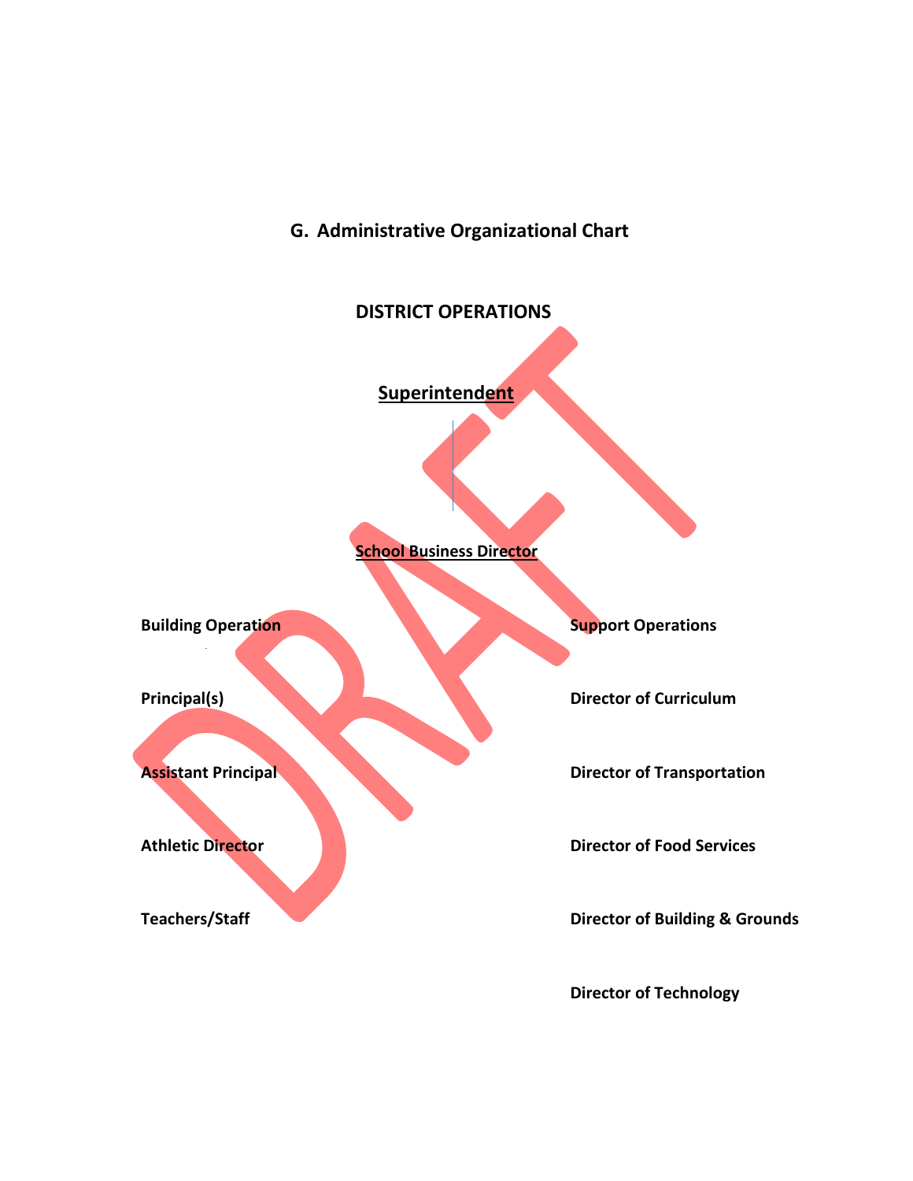## G. Administrative Organizational Chart

**DISTRICT OPERATIONS**

**Superintendent**

**School Business Director**

| Building Operation | Support Operations |
|---|---|
| Principal(s) | Director of Curriculum |
| Assistant Principal | Director of Transportation |
| Athletic Director | Director of Food Services |
| Teachers/Staff | Director of Building & Grounds |
| | Director of Technology |

DRAFT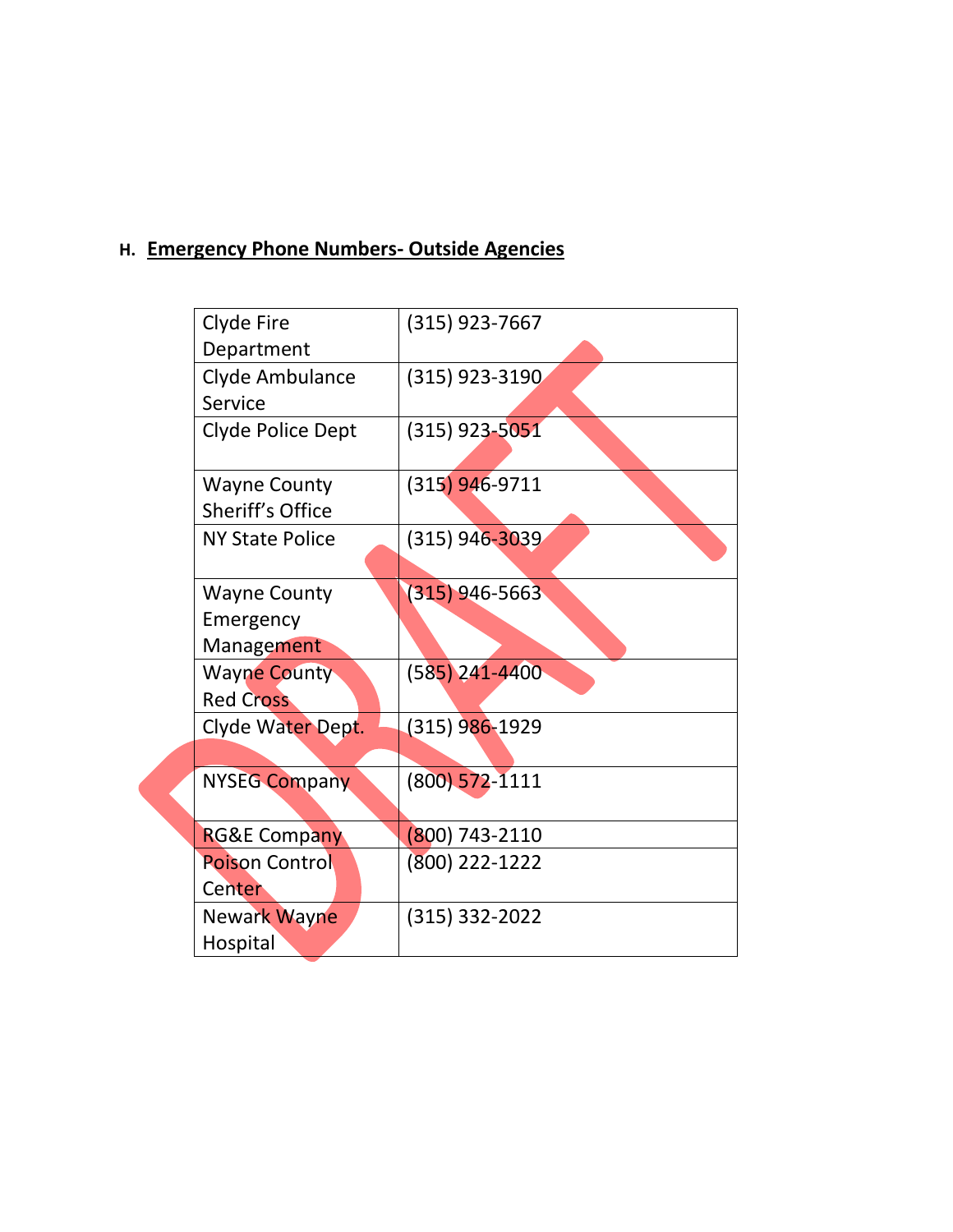## H. Emergency Phone Numbers- Outside Agencies

| | |
|---|---|
| Clyde Fire Department | (315) 923-7667 |
| Clyde Ambulance Service | (315) 923-3190 |
| Clyde Police Dept | (315) 923-5051 |
| Wayne County Sheriff's Office | (315) 946-9711 |
| NY State Police | (315) 946-3039 |
| Wayne County Emergency Management | (315) 946-5663 |
| Wayne County Red Cross | (585) 241-4400 |
| Clyde Water Dept. | (315) 986-1929 |
| NYSEG Company | (800) 572-1111 |
| RG&E Company | (800) 743-2110 |
| Poison Control Center | (800) 222-1222 |
| Newark Wayne Hospital | (315) 332-2022 |

DRAFT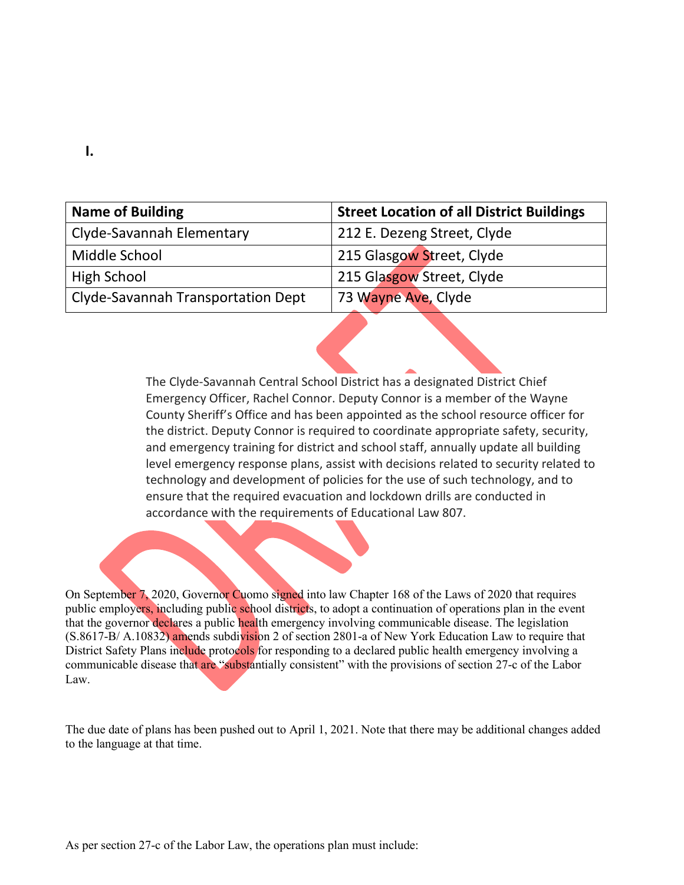**I.**

| Name of Building | Street Location of all District Buildings |
|---|---|
| Clyde-Savannah Elementary | 212 E. Dezeng Street, Clyde |
| Middle School | 215 Glasgow Street, Clyde |
| High School | 215 Glasgow Street, Clyde |
| Clyde-Savannah Transportation Dept | 73 Wayne Ave, Clyde |

The Clyde-Savannah Central School District has a designated District Chief Emergency Officer, Rachel Connor. Deputy Connor is a member of the Wayne County Sheriff's Office and has been appointed as the school resource officer for the district. Deputy Connor is required to coordinate appropriate safety, security, and emergency training for district and school staff, annually update all building level emergency response plans, assist with decisions related to security related to technology and development of policies for the use of such technology, and to ensure that the required evacuation and lockdown drills are conducted in accordance with the requirements of Educational Law 807.

On September 7, 2020, Governor Cuomo signed into law Chapter 168 of the Laws of 2020 that requires public employers, including public school districts, to adopt a continuation of operations plan in the event that the governor declares a public health emergency involving communicable disease. The legislation (S.8617-B/ A.10832) amends subdivision 2 of section 2801-a of New York Education Law to require that District Safety Plans include protocols for responding to a declared public health emergency involving a communicable disease that are "substantially consistent" with the provisions of section 27-c of the Labor Law.

The due date of plans has been pushed out to April 1, 2021. Note that there may be additional changes added to the language at that time.

As per section 27-c of the Labor Law, the operations plan must include: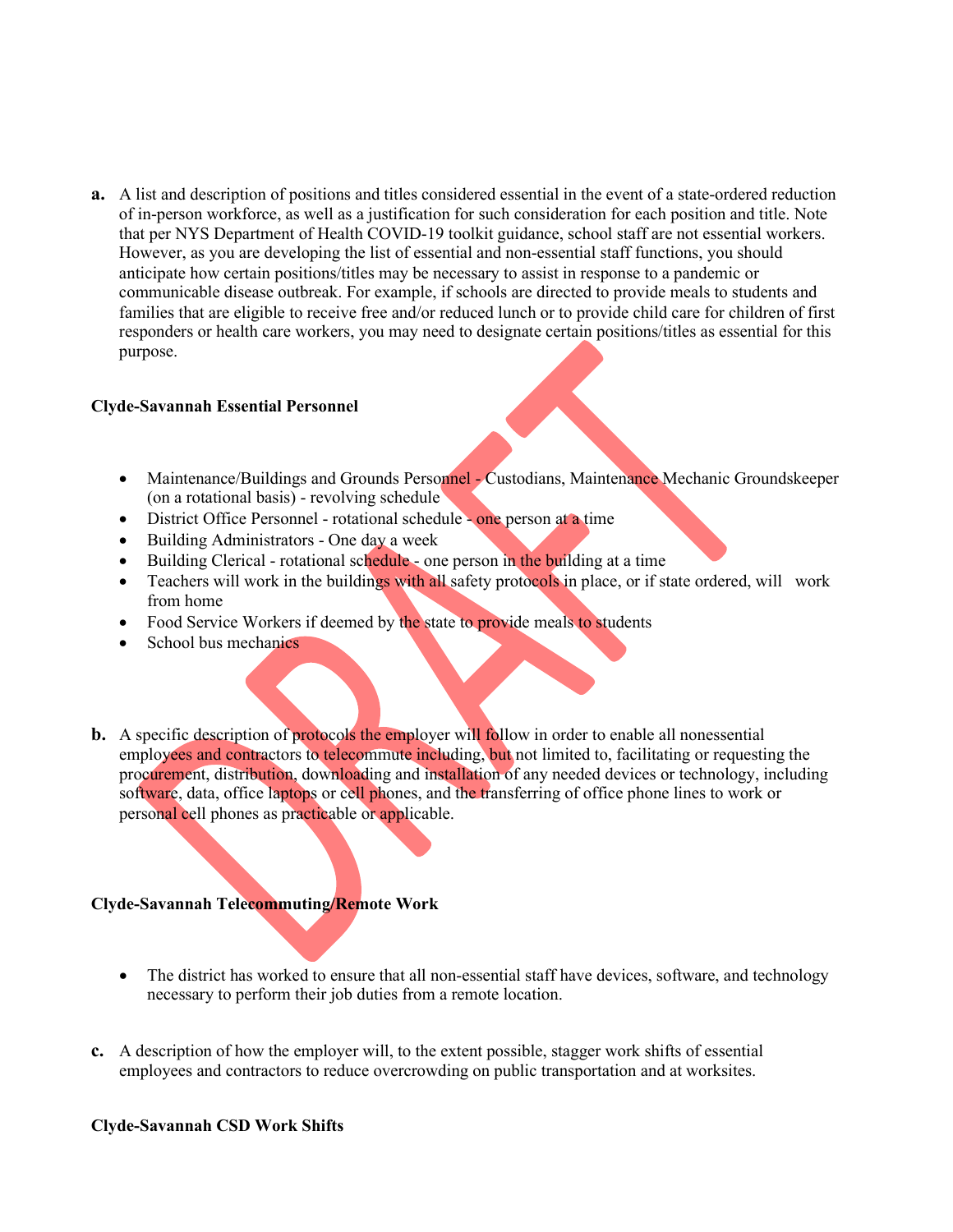**a.** A list and description of positions and titles considered essential in the event of a state-ordered reduction of in-person workforce, as well as a justification for such consideration for each position and title. Note that per NYS Department of Health COVID-19 toolkit guidance, school staff are not essential workers. However, as you are developing the list of essential and non-essential staff functions, you should anticipate how certain positions/titles may be necessary to assist in response to a pandemic or communicable disease outbreak. For example, if schools are directed to provide meals to students and families that are eligible to receive free and/or reduced lunch or to provide child care for children of first responders or health care workers, you may need to designate certain positions/titles as essential for this purpose.

**Clyde-Savannah Essential Personnel**

- Maintenance/Buildings and Grounds Personnel - Custodians, Maintenance Mechanic Groundskeeper (on a rotational basis) - revolving schedule
- District Office Personnel - rotational schedule - one person at a time
- Building Administrators - One day a week
- Building Clerical - rotational schedule - one person in the building at a time
- Teachers will work in the buildings with all safety protocols in place, or if state ordered, will work from home
- Food Service Workers if deemed by the state to provide meals to students
- School bus mechanics

**b.** A specific description of protocols the employer will follow in order to enable all nonessential employees and contractors to telecommute including, but not limited to, facilitating or requesting the procurement, distribution, downloading and installation of any needed devices or technology, including software, data, office laptops or cell phones, and the transferring of office phone lines to work or personal cell phones as practicable or applicable.

**Clyde-Savannah Telecommuting/Remote Work**

- The district has worked to ensure that all non-essential staff have devices, software, and technology necessary to perform their job duties from a remote location.

**c.** A description of how the employer will, to the extent possible, stagger work shifts of essential employees and contractors to reduce overcrowding on public transportation and at worksites.

**Clyde-Savannah CSD Work Shifts**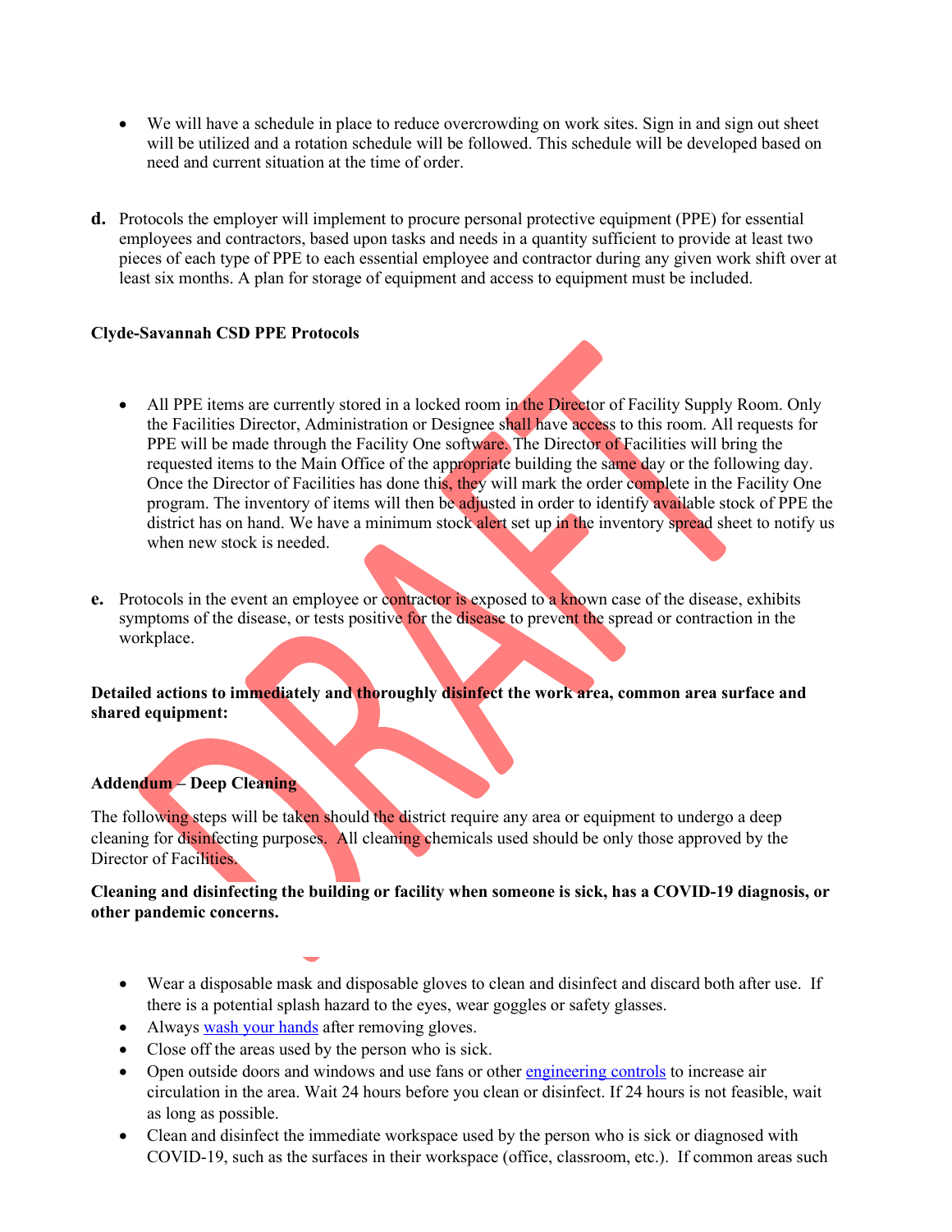- We will have a schedule in place to reduce overcrowding on work sites. Sign in and sign out sheet will be utilized and a rotation schedule will be followed. This schedule will be developed based on need and current situation at the time of order.

**d.** Protocols the employer will implement to procure personal protective equipment (PPE) for essential employees and contractors, based upon tasks and needs in a quantity sufficient to provide at least two pieces of each type of PPE to each essential employee and contractor during any given work shift over at least six months. A plan for storage of equipment and access to equipment must be included.

**Clyde-Savannah CSD PPE Protocols**

- All PPE items are currently stored in a locked room in the Director of Facility Supply Room. Only the Facilities Director, Administration or Designee shall have access to this room. All requests for PPE will be made through the Facility One software. The Director of Facilities will bring the requested items to the Main Office of the appropriate building the same day or the following day. Once the Director of Facilities has done this, they will mark the order complete in the Facility One program. The inventory of items will then be adjusted in order to identify available stock of PPE the district has on hand. We have a minimum stock alert set up in the inventory spread sheet to notify us when new stock is needed.

**e.** Protocols in the event an employee or contractor is exposed to a known case of the disease, exhibits symptoms of the disease, or tests positive for the disease to prevent the spread or contraction in the workplace.

**Detailed actions to immediately and thoroughly disinfect the work area, common area surface and shared equipment:**

**Addendum – Deep Cleaning**

The following steps will be taken should the district require any area or equipment to undergo a deep cleaning for disinfecting purposes. All cleaning chemicals used should be only those approved by the Director of Facilities.

**Cleaning and disinfecting the building or facility when someone is sick, has a COVID-19 diagnosis, or other pandemic concerns.**

- Wear a disposable mask and disposable gloves to clean and disinfect and discard both after use. If there is a potential splash hazard to the eyes, wear goggles or safety glasses.
- Always wash your hands after removing gloves.
- Close off the areas used by the person who is sick.
- Open outside doors and windows and use fans or other engineering controls to increase air circulation in the area. Wait 24 hours before you clean or disinfect. If 24 hours is not feasible, wait as long as possible.
- Clean and disinfect the immediate workspace used by the person who is sick or diagnosed with COVID-19, such as the surfaces in their workspace (office, classroom, etc.). If common areas such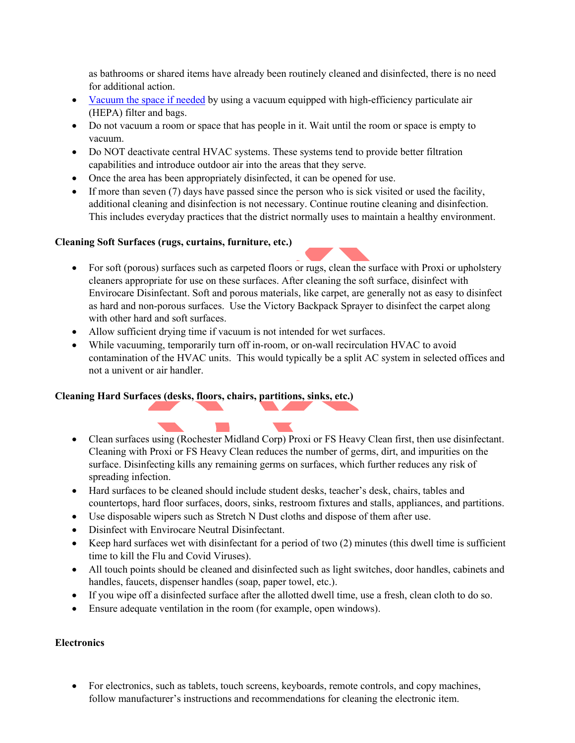as bathrooms or shared items have already been routinely cleaned and disinfected, there is no need for additional action.

- Vacuum the space if needed by using a vacuum equipped with high-efficiency particulate air (HEPA) filter and bags.
- Do not vacuum a room or space that has people in it. Wait until the room or space is empty to vacuum.
- Do NOT deactivate central HVAC systems. These systems tend to provide better filtration capabilities and introduce outdoor air into the areas that they serve.
- Once the area has been appropriately disinfected, it can be opened for use.
- If more than seven (7) days have passed since the person who is sick visited or used the facility, additional cleaning and disinfection is not necessary. Continue routine cleaning and disinfection. This includes everyday practices that the district normally uses to maintain a healthy environment.

**Cleaning Soft Surfaces (rugs, curtains, furniture, etc.)**

- For soft (porous) surfaces such as carpeted floors or rugs, clean the surface with Proxi or upholstery cleaners appropriate for use on these surfaces. After cleaning the soft surface, disinfect with Envirocare Disinfectant. Soft and porous materials, like carpet, are generally not as easy to disinfect as hard and non-porous surfaces. Use the Victory Backpack Sprayer to disinfect the carpet along with other hard and soft surfaces.
- Allow sufficient drying time if vacuum is not intended for wet surfaces.
- While vacuuming, temporarily turn off in-room, or on-wall recirculation HVAC to avoid contamination of the HVAC units. This would typically be a split AC system in selected offices and not a univent or air handler.

**Cleaning Hard Surfaces (desks, floors, chairs, partitions, sinks, etc.)**

- Clean surfaces using (Rochester Midland Corp) Proxi or FS Heavy Clean first, then use disinfectant. Cleaning with Proxi or FS Heavy Clean reduces the number of germs, dirt, and impurities on the surface. Disinfecting kills any remaining germs on surfaces, which further reduces any risk of spreading infection.
- Hard surfaces to be cleaned should include student desks, teacher's desk, chairs, tables and countertops, hard floor surfaces, doors, sinks, restroom fixtures and stalls, appliances, and partitions.
- Use disposable wipers such as Stretch N Dust cloths and dispose of them after use.
- Disinfect with Envirocare Neutral Disinfectant.
- Keep hard surfaces wet with disinfectant for a period of two (2) minutes (this dwell time is sufficient time to kill the Flu and Covid Viruses).
- All touch points should be cleaned and disinfected such as light switches, door handles, cabinets and handles, faucets, dispenser handles (soap, paper towel, etc.).
- If you wipe off a disinfected surface after the allotted dwell time, use a fresh, clean cloth to do so.
- Ensure adequate ventilation in the room (for example, open windows).

**Electronics**

- For electronics, such as tablets, touch screens, keyboards, remote controls, and copy machines, follow manufacturer's instructions and recommendations for cleaning the electronic item.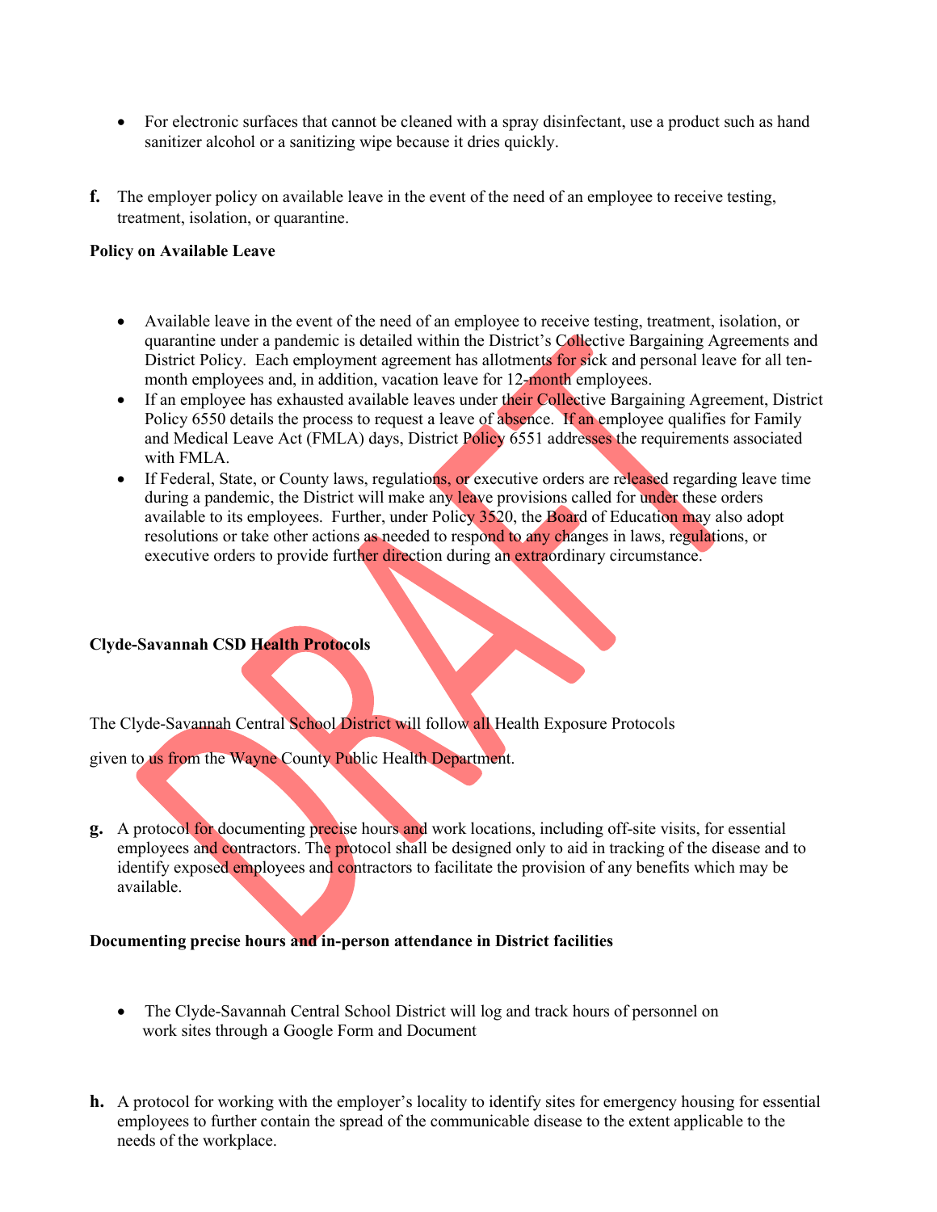- For electronic surfaces that cannot be cleaned with a spray disinfectant, use a product such as hand sanitizer alcohol or a sanitizing wipe because it dries quickly.

**f.** The employer policy on available leave in the event of the need of an employee to receive testing, treatment, isolation, or quarantine.

**Policy on Available Leave**

- Available leave in the event of the need of an employee to receive testing, treatment, isolation, or quarantine under a pandemic is detailed within the District's Collective Bargaining Agreements and District Policy. Each employment agreement has allotments for sick and personal leave for all ten-month employees and, in addition, vacation leave for 12-month employees.
- If an employee has exhausted available leaves under their Collective Bargaining Agreement, District Policy 6550 details the process to request a leave of absence. If an employee qualifies for Family and Medical Leave Act (FMLA) days, District Policy 6551 addresses the requirements associated with FMLA.
- If Federal, State, or County laws, regulations, or executive orders are released regarding leave time during a pandemic, the District will make any leave provisions called for under these orders available to its employees. Further, under Policy 3520, the Board of Education may also adopt resolutions or take other actions as needed to respond to any changes in laws, regulations, or executive orders to provide further direction during an extraordinary circumstance.

**Clyde-Savannah CSD Health Protocols**

The Clyde-Savannah Central School District will follow all Health Exposure Protocols

given to us from the Wayne County Public Health Department.

**g.** A protocol for documenting precise hours and work locations, including off-site visits, for essential employees and contractors. The protocol shall be designed only to aid in tracking of the disease and to identify exposed employees and contractors to facilitate the provision of any benefits which may be available.

**Documenting precise hours and in-person attendance in District facilities**

- The Clyde-Savannah Central School District will log and track hours of personnel on work sites through a Google Form and Document

**h.** A protocol for working with the employer's locality to identify sites for emergency housing for essential employees to further contain the spread of the communicable disease to the extent applicable to the needs of the workplace.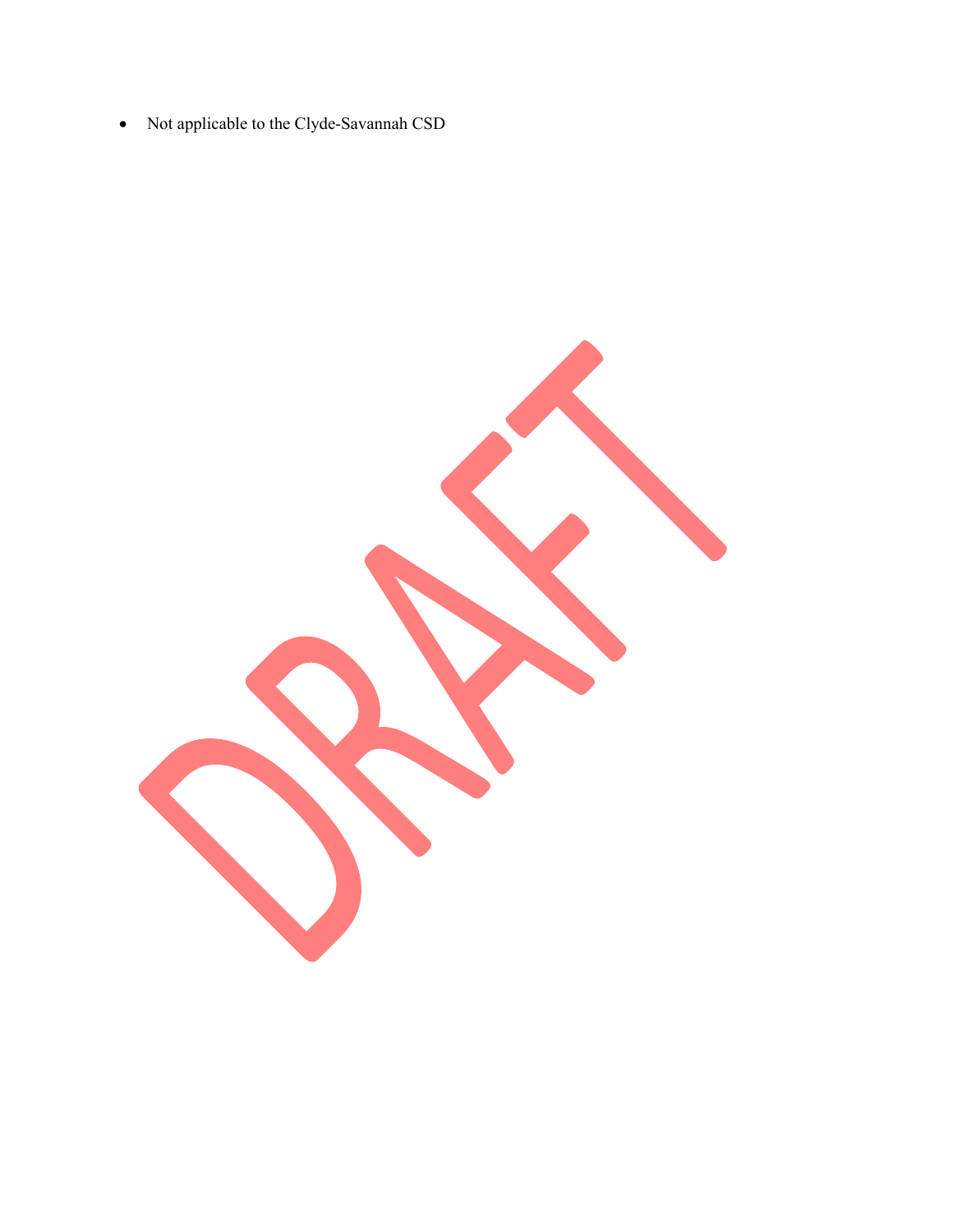- Not applicable to the Clyde-Savannah CSD